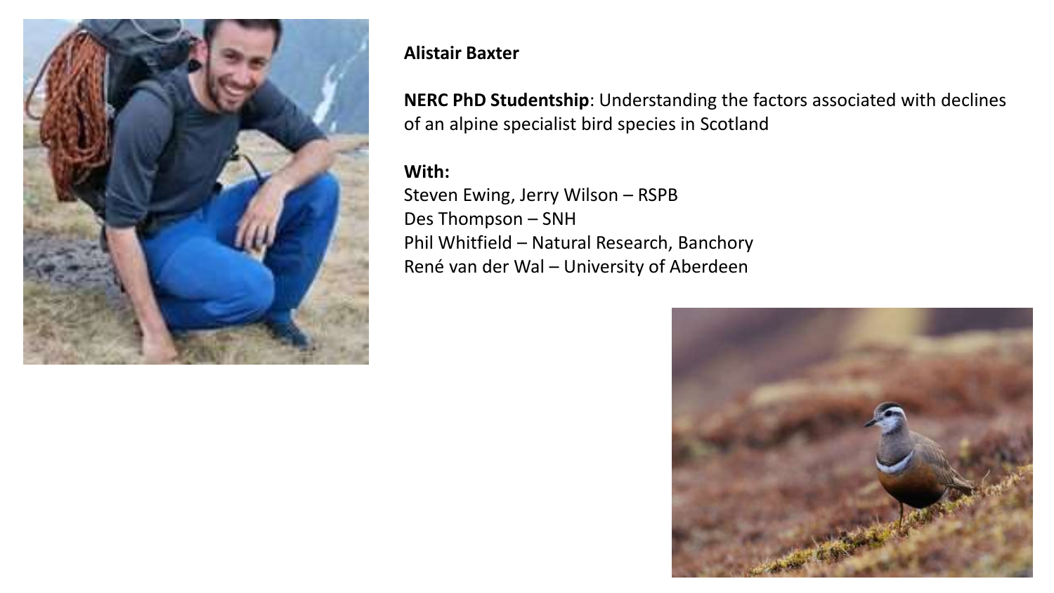**Alistair Baxter**

**NERC PhD Studentship**: Understanding the factors associated with declines of an alpine specialist bird species in Scotland

**With:**

Steven Ewing, Jerry Wilson – RSPB
Des Thompson – SNH
Phil Whitfield – Natural Research, Banchory
René van der Wal – University of Aberdeen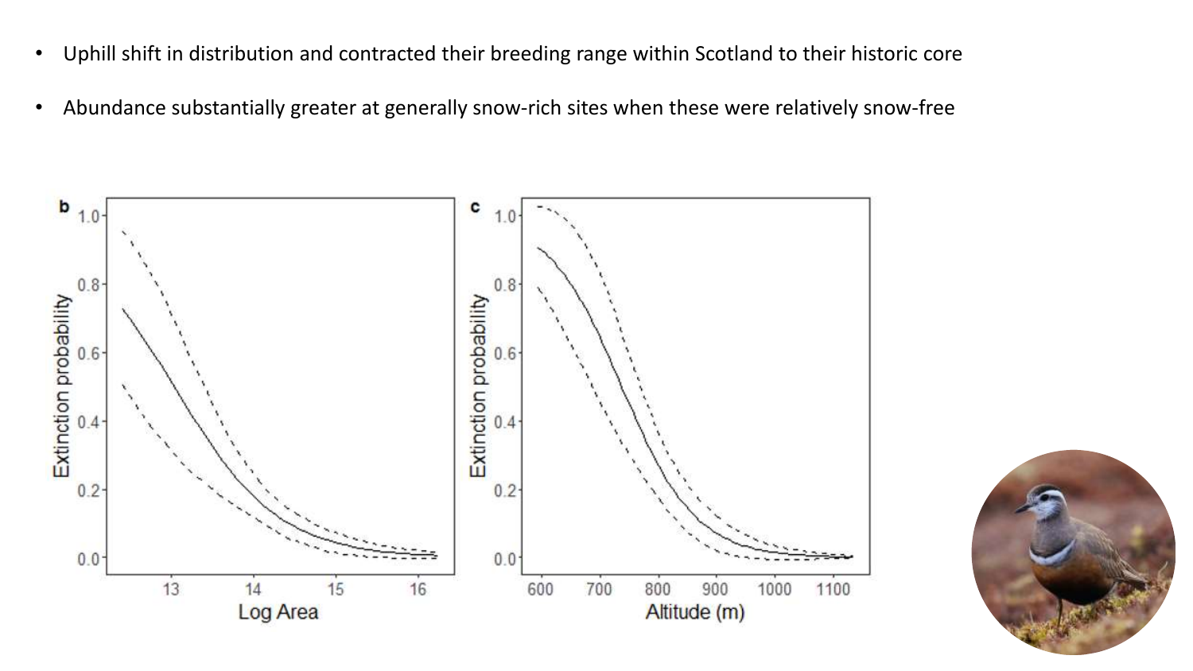- Uphill shift in distribution and contracted their breeding range within Scotland to their historic core
- Abundance substantially greater at generally snow-rich sites when these were relatively snow-free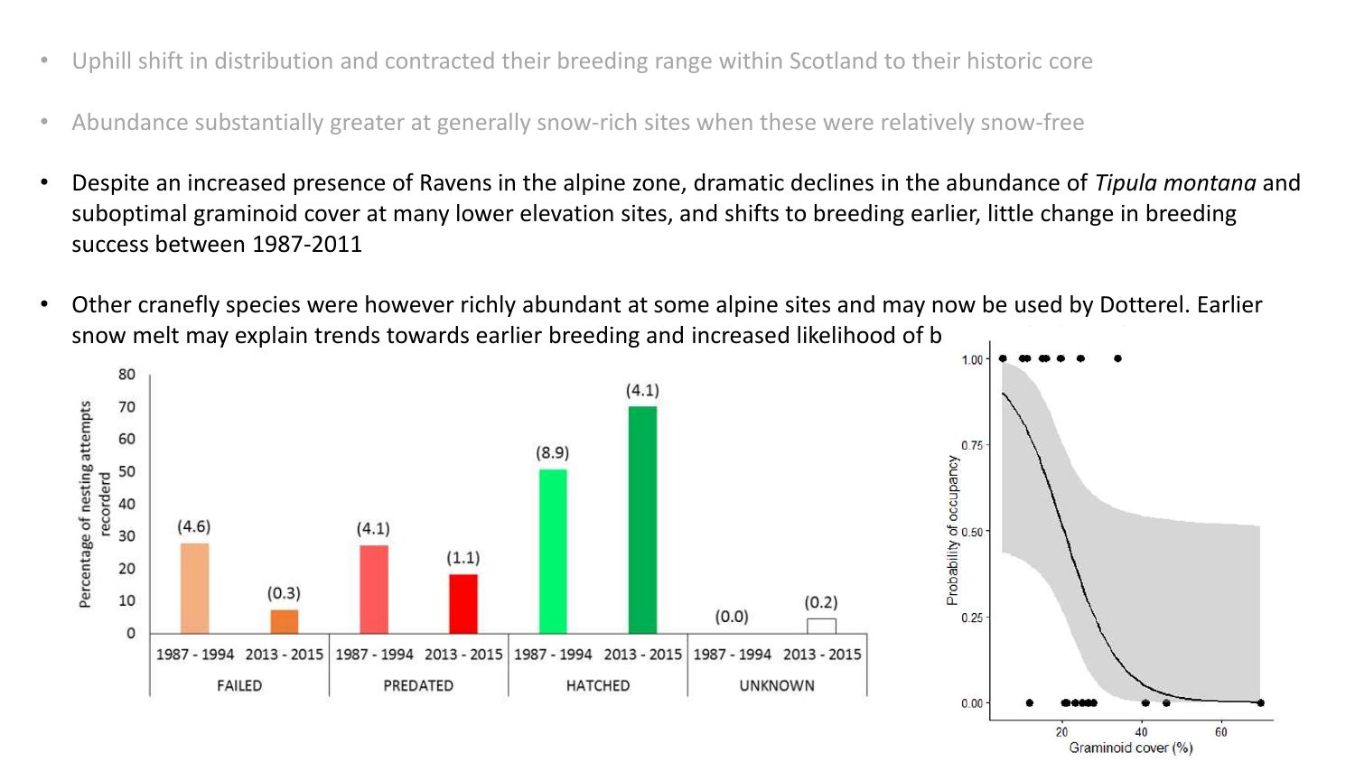- Uphill shift in distribution and contracted their breeding range within Scotland to their historic core

- Abundance substantially greater at generally snow-rich sites when these were relatively snow-free

- Despite an increased presence of Ravens in the alpine zone, dramatic declines in the abundance of *Tipula montana* and suboptimal graminoid cover at many lower elevation sites, and shifts to breeding earlier, little change in breeding success between 1987-2011

- Other cranefly species were however richly abundant at some alpine sites and may now be used by Dotterel. Earlier snow melt may explain trends towards earlier breeding and increased likelihood of b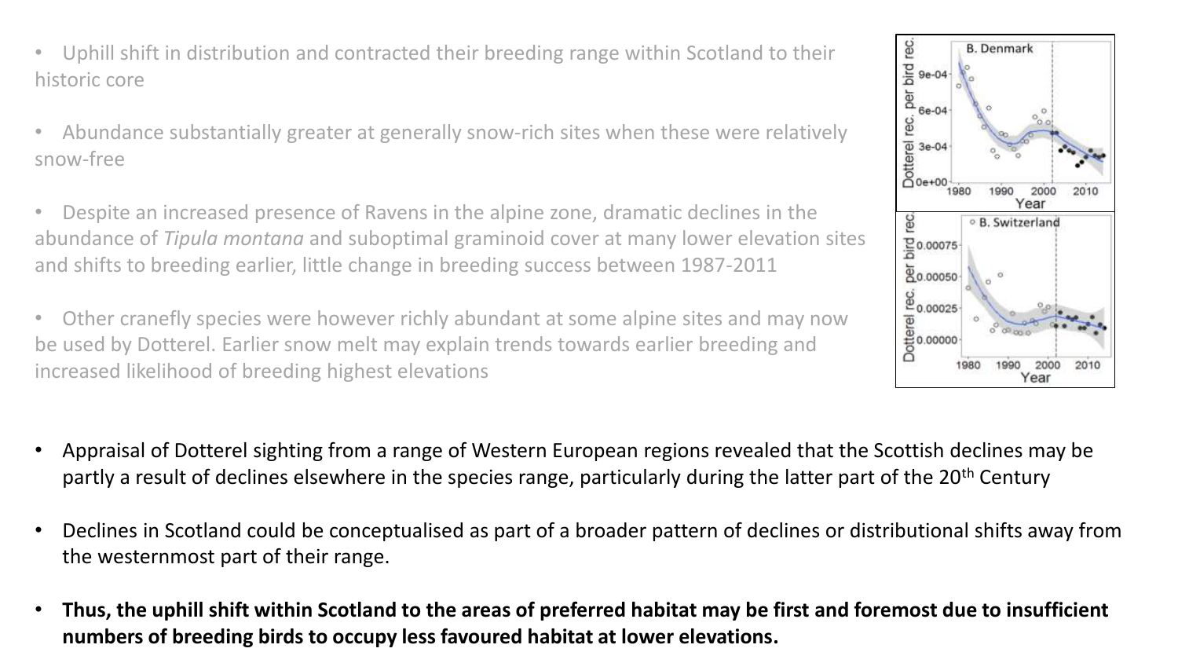- Uphill shift in distribution and contracted their breeding range within Scotland to their historic core

- Abundance substantially greater at generally snow-rich sites when these were relatively snow-free

- Despite an increased presence of Ravens in the alpine zone, dramatic declines in the abundance of *Tipula montana* and suboptimal graminoid cover at many lower elevation sites and shifts to breeding earlier, little change in breeding success between 1987-2011

- Other cranefly species were however richly abundant at some alpine sites and may now be used by Dotterel. Earlier snow melt may explain trends towards earlier breeding and increased likelihood of breeding highest elevations

B. Denmark

Dotterel rec. per bird rec.

9e-04

6e-04

3e-04

0e+00

1980 1990 2000 2010

Year

B. Switzerland

Dotterel rec. per bird rec.

0.00075

0.00050

0.00025

0.00000

1980 1990 2000 2010

Year

- Appraisal of Dotterel sighting from a range of Western European regions revealed that the Scottish declines may be partly a result of declines elsewhere in the species range, particularly during the latter part of the 20th Century

- Declines in Scotland could be conceptualised as part of a broader pattern of declines or distributional shifts away from the westernmost part of their range.

- **Thus, the uphill shift within Scotland to the areas of preferred habitat may be first and foremost due to insufficient numbers of breeding birds to occupy less favoured habitat at lower elevations.**